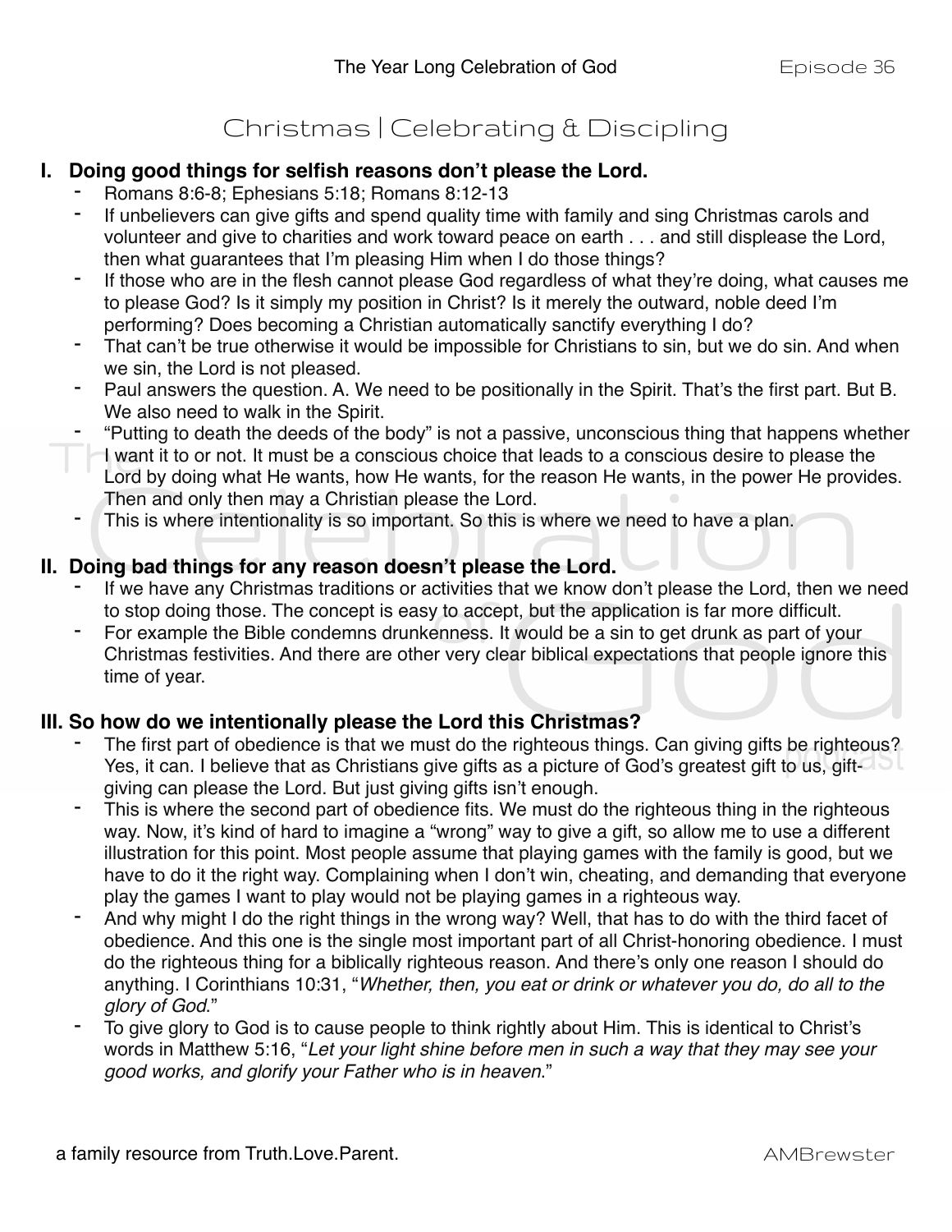# Christmas | Celebrating & Discipling

## I. Doing good things for selfish reasons don't please the Lord.

- Romans 8:6-8; Ephesians 5:18; Romans 8:12-13
- If unbelievers can give gifts and spend quality time with family and sing Christmas carols and volunteer and give to charities and work toward peace on earth . . . and still displease the Lord, then what guarantees that I'm pleasing Him when I do those things?
- If those who are in the flesh cannot please God regardless of what they're doing, what causes me to please God? Is it simply my position in Christ? Is it merely the outward, noble deed I'm performing? Does becoming a Christian automatically sanctify everything I do?
- That can't be true otherwise it would be impossible for Christians to sin, but we do sin. And when we sin, the Lord is not pleased.
- Paul answers the question. A. We need to be positionally in the Spirit. That's the first part. But B. We also need to walk in the Spirit.
- "Putting to death the deeds of the body" is not a passive, unconscious thing that happens whether I want it to or not. It must be a conscious choice that leads to a conscious desire to please the Lord by doing what He wants, how He wants, for the reason He wants, in the power He provides. Then and only then may a Christian please the Lord.
- This is where intentionality is so important. So this is where we need to have a plan.

## II. Doing bad things for any reason doesn't please the Lord.

- If we have any Christmas traditions or activities that we know don't please the Lord, then we need to stop doing those. The concept is easy to accept, but the application is far more difficult.
- For example the Bible condemns drunkenness. It would be a sin to get drunk as part of your Christmas festivities. And there are other very clear biblical expectations that people ignore this time of year.

## III. So how do we intentionally please the Lord this Christmas?

- The first part of obedience is that we must do the righteous things. Can giving gifts be righteous? Yes, it can. I believe that as Christians give gifts as a picture of God's greatest gift to us, gift-giving can please the Lord. But just giving gifts isn't enough.
- This is where the second part of obedience fits. We must do the righteous thing in the righteous way. Now, it's kind of hard to imagine a "wrong" way to give a gift, so allow me to use a different illustration for this point. Most people assume that playing games with the family is good, but we have to do it the right way. Complaining when I don't win, cheating, and demanding that everyone play the games I want to play would not be playing games in a righteous way.
- And why might I do the right things in the wrong way? Well, that has to do with the third facet of obedience. And this one is the single most important part of all Christ-honoring obedience. I must do the righteous thing for a biblically righteous reason. And there's only one reason I should do anything. I Corinthians 10:31, "*Whether, then, you eat or drink or whatever you do, do all to the glory of God.*"
- To give glory to God is to cause people to think rightly about Him. This is identical to Christ's words in Matthew 5:16, "*Let your light shine before men in such a way that they may see your good works, and glorify your Father who is in heaven.*"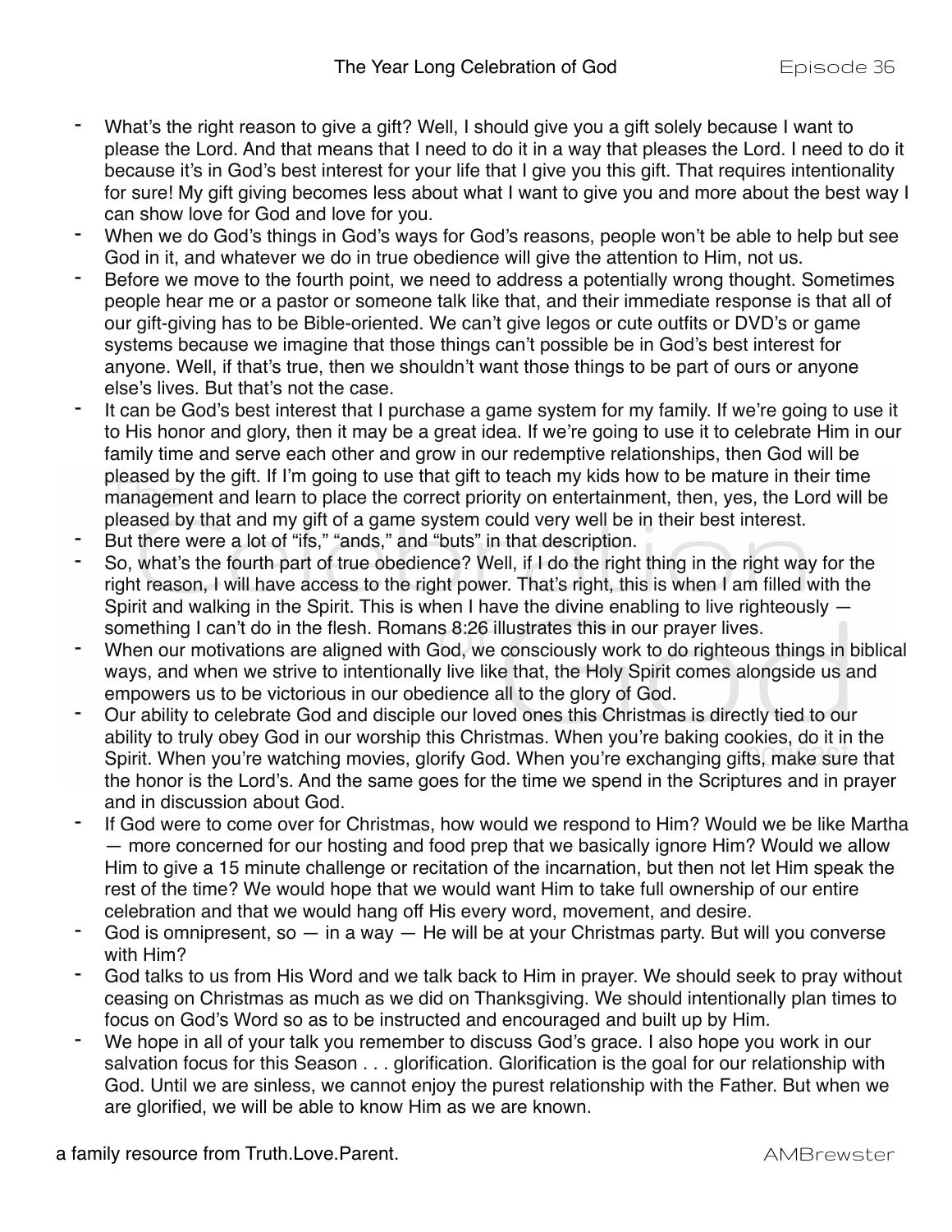- What's the right reason to give a gift? Well, I should give you a gift solely because I want to please the Lord. And that means that I need to do it in a way that pleases the Lord. I need to do it because it's in God's best interest for your life that I give you this gift. That requires intentionality for sure! My gift giving becomes less about what I want to give you and more about the best way I can show love for God and love for you.
- When we do God's things in God's ways for God's reasons, people won't be able to help but see God in it, and whatever we do in true obedience will give the attention to Him, not us.
- Before we move to the fourth point, we need to address a potentially wrong thought. Sometimes people hear me or a pastor or someone talk like that, and their immediate response is that all of our gift-giving has to be Bible-oriented. We can't give legos or cute outfits or DVD's or game systems because we imagine that those things can't possible be in God's best interest for anyone. Well, if that's true, then we shouldn't want those things to be part of ours or anyone else's lives. But that's not the case.
- It can be God's best interest that I purchase a game system for my family. If we're going to use it to His honor and glory, then it may be a great idea. If we're going to use it to celebrate Him in our family time and serve each other and grow in our redemptive relationships, then God will be pleased by the gift. If I'm going to use that gift to teach my kids how to be mature in their time management and learn to place the correct priority on entertainment, then, yes, the Lord will be pleased by that and my gift of a game system could very well be in their best interest.
- But there were a lot of "ifs," "ands," and "buts" in that description.
- So, what's the fourth part of true obedience? Well, if I do the right thing in the right way for the right reason, I will have access to the right power. That's right, this is when I am filled with the Spirit and walking in the Spirit. This is when I have the divine enabling to live righteously — something I can't do in the flesh. Romans 8:26 illustrates this in our prayer lives.
- When our motivations are aligned with God, we consciously work to do righteous things in biblical ways, and when we strive to intentionally live like that, the Holy Spirit comes alongside us and empowers us to be victorious in our obedience all to the glory of God.
- Our ability to celebrate God and disciple our loved ones this Christmas is directly tied to our ability to truly obey God in our worship this Christmas. When you're baking cookies, do it in the Spirit. When you're watching movies, glorify God. When you're exchanging gifts, make sure that the honor is the Lord's. And the same goes for the time we spend in the Scriptures and in prayer and in discussion about God.
- If God were to come over for Christmas, how would we respond to Him? Would we be like Martha — more concerned for our hosting and food prep that we basically ignore Him? Would we allow Him to give a 15 minute challenge or recitation of the incarnation, but then not let Him speak the rest of the time? We would hope that we would want Him to take full ownership of our entire celebration and that we would hang off His every word, movement, and desire.
- God is omnipresent, so — in a way — He will be at your Christmas party. But will you converse with Him?
- God talks to us from His Word and we talk back to Him in prayer. We should seek to pray without ceasing on Christmas as much as we did on Thanksgiving. We should intentionally plan times to focus on God's Word so as to be instructed and encouraged and built up by Him.
- We hope in all of your talk you remember to discuss God's grace. I also hope you work in our salvation focus for this Season . . . glorification. Glorification is the goal for our relationship with God. Until we are sinless, we cannot enjoy the purest relationship with the Father. But when we are glorified, we will be able to know Him as we are known.